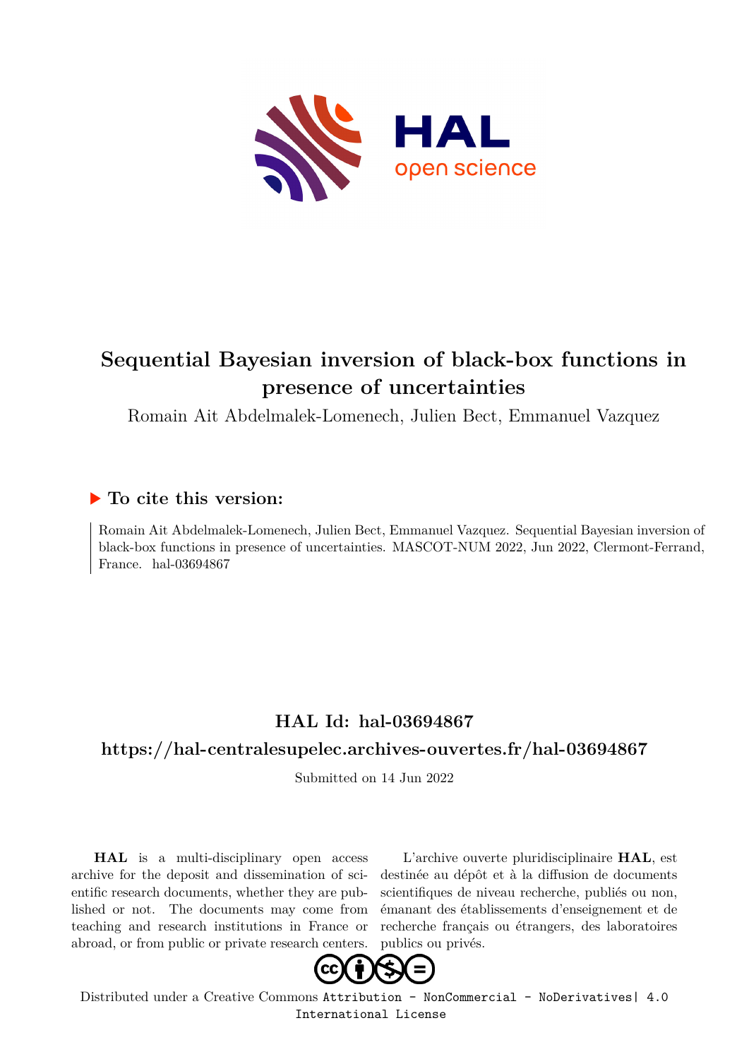# Sequential Bayesian inversion of black-box functions in presence of uncertainties

Romain Ait Abdelmalek-Lomenech, Julien Bect, Emmanuel Vazquez

## ▶ To cite this version:

Romain Ait Abdelmalek-Lomenech, Julien Bect, Emmanuel Vazquez. Sequential Bayesian inversion of black-box functions in presence of uncertainties. MASCOT-NUM 2022, Jun 2022, Clermont-Ferrand, France. hal-03694867

## HAL Id: hal-03694867

## https://hal-centralesupelec.archives-ouvertes.fr/hal-03694867

Submitted on 14 Jun 2022

**HAL** is a multi-disciplinary open access archive for the deposit and dissemination of scientific research documents, whether they are published or not. The documents may come from teaching and research institutions in France or abroad, or from public or private research centers.

L'archive ouverte pluridisciplinaire **HAL**, est destinée au dépôt et à la diffusion de documents scientifiques de niveau recherche, publiés ou non, émanant des établissements d'enseignement et de recherche français ou étrangers, des laboratoires publics ou privés.

Distributed under a Creative Commons Attribution - NonCommercial - NoDerivatives| 4.0 International License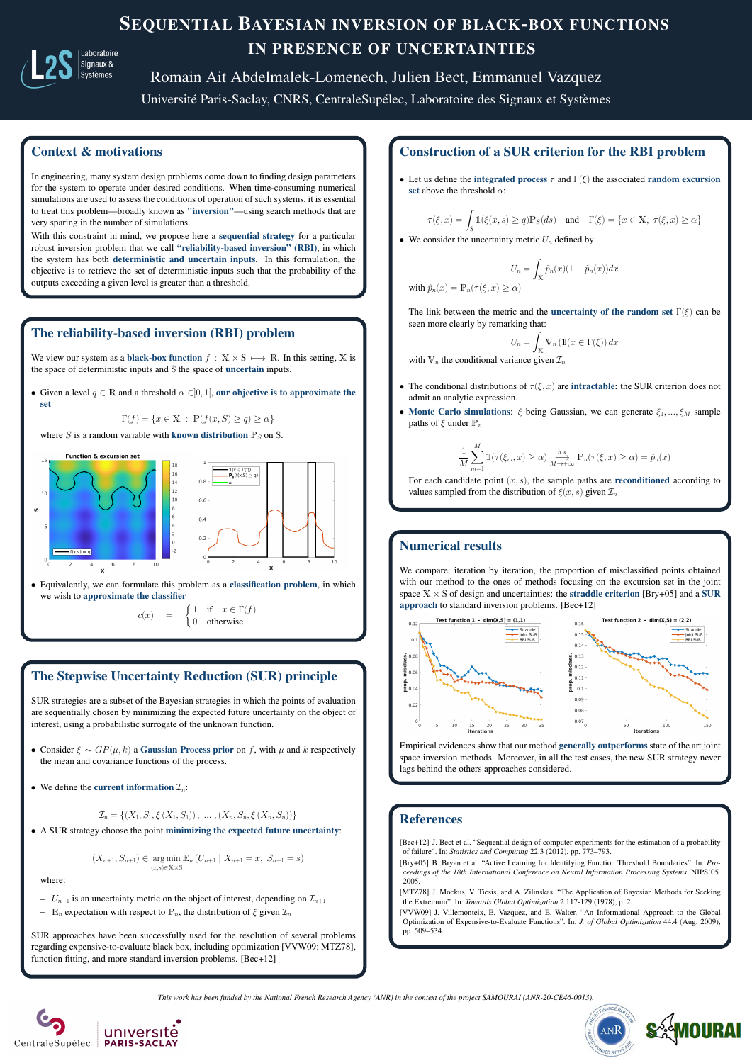# Sequential Bayesian inversion of black-box functions in presence of uncertainties

Romain Ait Abdelmalek-Lomenech, Julien Bect, Emmanuel Vazquez

Université Paris-Saclay, CNRS, CentraleSupélec, Laboratoire des Signaux et Systèmes

## Context & motivations

In engineering, many system design problems come down to finding design parameters for the system to operate under desired conditions. When time-consuming numerical simulations are used to assess the conditions of operation of such systems, it is essential to treat this problem—broadly known as **"inversion"**—using search methods that are very sparing in the number of simulations.

With this constraint in mind, we propose here a **sequential strategy** for a particular robust inversion problem that we call **"reliability-based inversion" (RBI)**, in which the system has both **deterministic and uncertain inputs**. In this formulation, the objective is to retrieve the set of deterministic inputs such that the probability of the outputs exceeding a given level is greater than a threshold.

## The reliability-based inversion (RBI) problem

We view our system as a **black-box function** $f : \mathbb{X} \times \mathbb{S} \longmapsto \mathbb{R}$. In this setting, $\mathbb{X}$ is the space of deterministic inputs and $\mathbb{S}$ the space of **uncertain** inputs.

- Given a level $q \in \mathbb{R}$ and a threshold $\alpha \in ]0, 1[$, **our objective is to approximate the set**

$$\Gamma(f) = \{x \in \mathbb{X} : \mathbb{P}(f(x, S) \geq q) \geq \alpha\}$$

where $S$ is a random variable with **known distribution** $\mathbb{P}_S$ on $\mathbb{S}$.

Function & excursion set

f(x,s) = q

$\mathbb{1}(x \in \Gamma(f))$

$\mathbf{P}_S(f(x,S) \geq q)$

$\alpha$

- Equivalently, we can formulate this problem as a **classification problem**, in which we wish to **approximate the classifier**

$$c(x) = \begin{cases} 1 & \text{if } x \in \Gamma(f) \\ 0 & \text{otherwise} \end{cases}$$

## The Stepwise Uncertainty Reduction (SUR) principle

SUR strategies are a subset of the Bayesian strategies in which the points of evaluation are sequentially chosen by minimizing the expected future uncertainty on the object of interest, using a probabilistic surrogate of the unknown function.

- Consider $\xi \sim GP(\mu, k)$ a **Gaussian Process prior** on $f$, with $\mu$ and $k$ respectively the mean and covariance functions of the process.

- We define the **current information** $\mathcal{I}_n$:

$$\mathcal{I}_n = \{(X_1, S_1, \xi(X_1, S_1)), \ldots, (X_n, S_n, \xi(X_n, S_n))\}$$

- A SUR strategy choose the point **minimizing the expected future uncertainty**:

$$(X_{n+1}, S_{n+1}) \in \underset{(x,s)\in\mathbb{X}\times\mathbb{S}}{\arg\min}\, \mathbb{E}_n \left(U_{n+1} \mid X_{n+1} = x,\ S_{n+1} = s\right)$$

where:

- $U_{n+1}$ is an uncertainty metric on the object of interest, depending on $\mathcal{I}_{n+1}$
- $\mathbb{E}_n$ expectation with respect to $\mathbb{P}_n$, the distribution of $\xi$ given $\mathcal{I}_n$

SUR approaches have been successfully used for the resolution of several problems regarding expensive-to-evaluate black box, including optimization [VVW09; MTZ78], function fitting, and more standard inversion problems. [Bec+12]

## Construction of a SUR criterion for the RBI problem

- Let us define the **integrated process** $\tau$ and $\Gamma(\xi)$ the associated **random excursion set** above the threshold $\alpha$:

$$\tau(\xi, x) = \int_{\mathbb{S}} \mathbb{1}(\xi(x, s) \geq q)\mathbb{P}_S(ds) \quad \text{and} \quad \Gamma(\xi) = \{x \in \mathbb{X},\ \tau(\xi, x) \geq \alpha\}$$

- We consider the uncertainty metric $U_n$ defined by

$$U_n = \int_{\mathbb{X}} \tilde{p}_n(x)(1 - \tilde{p}_n(x))dx$$

with $\tilde{p}_n(x) = \mathbb{P}_n(\tau(\xi, x) \geq \alpha)$

The link between the metric and the **uncertainty of the random set** $\Gamma(\xi)$ can be seen more clearly by remarking that:

$$U_n = \int_{\mathbb{X}} \mathbb{V}_n (\mathbb{1}(x \in \Gamma(\xi))\, dx$$

with $\mathbb{V}_n$ the conditional variance given $\mathcal{I}_n$

- The conditional distributions of $\tau(\xi, x)$ are **intractable**: the SUR criterion does not admit an analytic expression.
- **Monte Carlo simulations**: $\xi$ being Gaussian, we can generate $\xi_1, \ldots, \xi_M$ sample paths of $\xi$ under $\mathbb{P}_n$

$$\frac{1}{M}\sum_{m=1}^{M} \mathbb{1}(\tau(\xi_m, x) \geq \alpha) \xrightarrow[M\to+\infty]{a.s} \mathbb{P}_n(\tau(\xi, x) \geq \alpha) = \tilde{p}_n(x)$$

For each candidate point $(x, s)$, the sample paths are **reconditioned** according to values sampled from the distribution of $\xi(x, s)$ given $\mathcal{I}_n$

## Numerical results

We compare, iteration by iteration, the proportion of misclassified points obtained with our method to the ones of methods focusing on the excursion set in the joint space $\mathbb{X} \times \mathbb{S}$ of design and uncertainties: the **straddle criterion** [Bry+05] and a **SUR approach** to standard inversion problems. [Bec+12]

Test function 1 - dim(X,S) = (1,1)

Test function 2 - dim(X,S) = (2,2)

Straddle

Joint SUR

RBI SUR

prop. misclass.

iterations

Empirical evidences show that our method **generally outperforms** state of the art joint space inversion methods. Moreover, in all the test cases, the new SUR strategy never lags behind the others approaches considered.

## References

[Bec+12] J. Bect et al. "Sequential design of computer experiments for the estimation of a probability of failure". In: *Statistics and Computing* 22.3 (2012), pp. 773–793.

[Bry+05] B. Bryan et al. "Active Learning for Identifying Function Threshold Boundaries". In: *Proceedings of the 18th International Conference on Neural Information Processing Systems*. NIPS'05. 2005.

[MTZ78] J. Mockus, V. Tiesis, and A. Zilinskas. "The Application of Bayesian Methods for Seeking the Extremum". In: *Towards Global Optimization* 2.117-129 (1978), p. 2.

[VVW09] J. Villemonteix, E. Vazquez, and E. Walter. "An Informational Approach to the Global Optimization of Expensive-to-Evaluate Functions". In: *J. of Global Optimization* 44.4 (Aug. 2009), pp. 509–534.

*This work has been funded by the National French Research Agency (ANR) in the context of the project SAMOURAI (ANR-20-CE46-0013).*